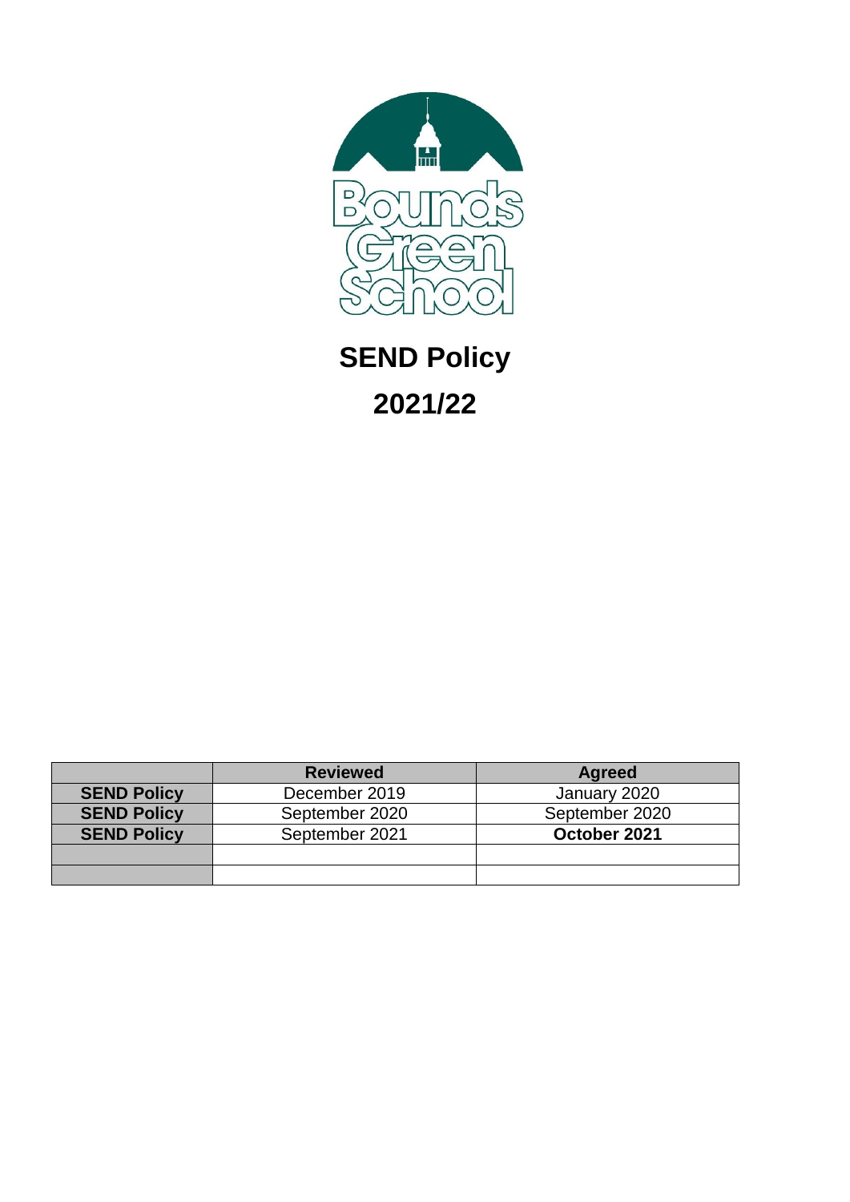Bounds Green School

# SEND Policy

# 2021/22

| | Reviewed | Agreed |
|---|---|---|
| **SEND Policy** | December 2019 | January 2020 |
| **SEND Policy** | September 2020 | September 2020 |
| **SEND Policy** | September 2021 | **October 2021** |
| | | |
| | | |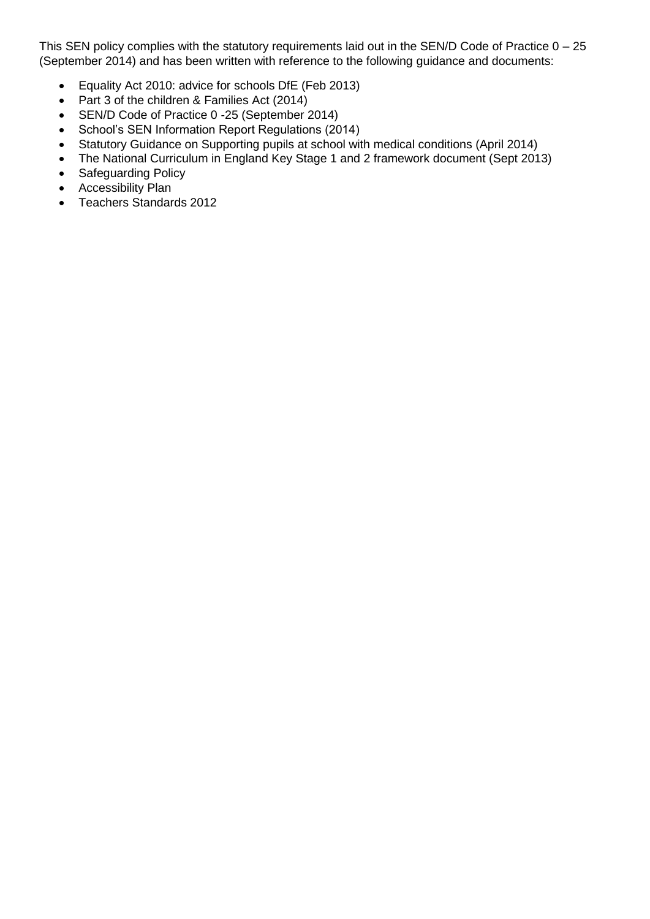This SEN policy complies with the statutory requirements laid out in the SEN/D Code of Practice 0 – 25 (September 2014) and has been written with reference to the following guidance and documents:

- Equality Act 2010: advice for schools DfE (Feb 2013)
- Part 3 of the children & Families Act (2014)
- SEN/D Code of Practice 0 -25 (September 2014)
- School's SEN Information Report Regulations (2014)
- Statutory Guidance on Supporting pupils at school with medical conditions (April 2014)
- The National Curriculum in England Key Stage 1 and 2 framework document (Sept 2013)
- Safeguarding Policy
- Accessibility Plan
- Teachers Standards 2012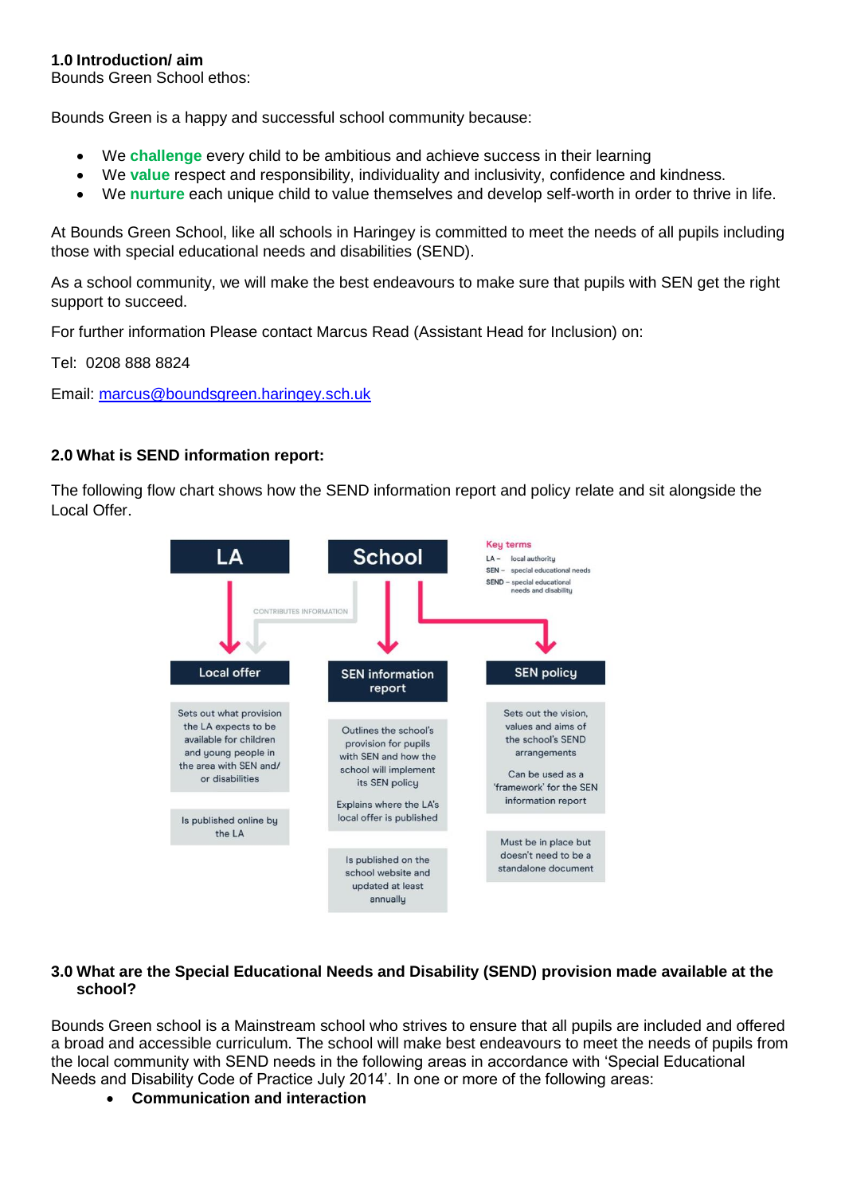**1.0 Introduction/ aim**

Bounds Green School ethos:

Bounds Green is a happy and successful school community because:

- We **challenge** every child to be ambitious and achieve success in their learning
- We **value** respect and responsibility, individuality and inclusivity, confidence and kindness.
- We **nurture** each unique child to value themselves and develop self-worth in order to thrive in life.

At Bounds Green School, like all schools in Haringey is committed to meet the needs of all pupils including those with special educational needs and disabilities (SEND).

As a school community, we will make the best endeavours to make sure that pupils with SEN get the right support to succeed.

For further information Please contact Marcus Read (Assistant Head for Inclusion) on:

Tel: 0208 888 8824

Email: [marcus@boundsgreen.haringey.sch.uk](mailto:marcus@boundsgreen.haringey.sch.uk)

**2.0 What is SEND information report:**

The following flow chart shows how the SEND information report and policy relate and sit alongside the Local Offer.

Key terms
LA – local authority
SEN – special educational needs
SEND – special educational needs and disability

LA → Local offer
School → (contributes information) → Local offer
School → SEN information report
School → SEN policy

**Local offer**
- Sets out what provision the LA expects to be available for children and young people in the area with SEN and/ or disabilities
- Is published online by the LA

**SEN information report**
- Outlines the school's provision for pupils with SEN and how the school will implement its SEN policy
- Explains where the LA's local offer is published
- Is published on the school website and updated at least annually

**SEN policy**
- Sets out the vision, values and aims of the school's SEND arrangements
- Can be used as a 'framework' for the SEN information report
- Must be in place but doesn't need to be a standalone document

**3.0 What are the Special Educational Needs and Disability (SEND) provision made available at the school?**

Bounds Green school is a Mainstream school who strives to ensure that all pupils are included and offered a broad and accessible curriculum. The school will make best endeavours to meet the needs of pupils from the local community with SEND needs in the following areas in accordance with 'Special Educational Needs and Disability Code of Practice July 2014'. In one or more of the following areas:

- **Communication and interaction**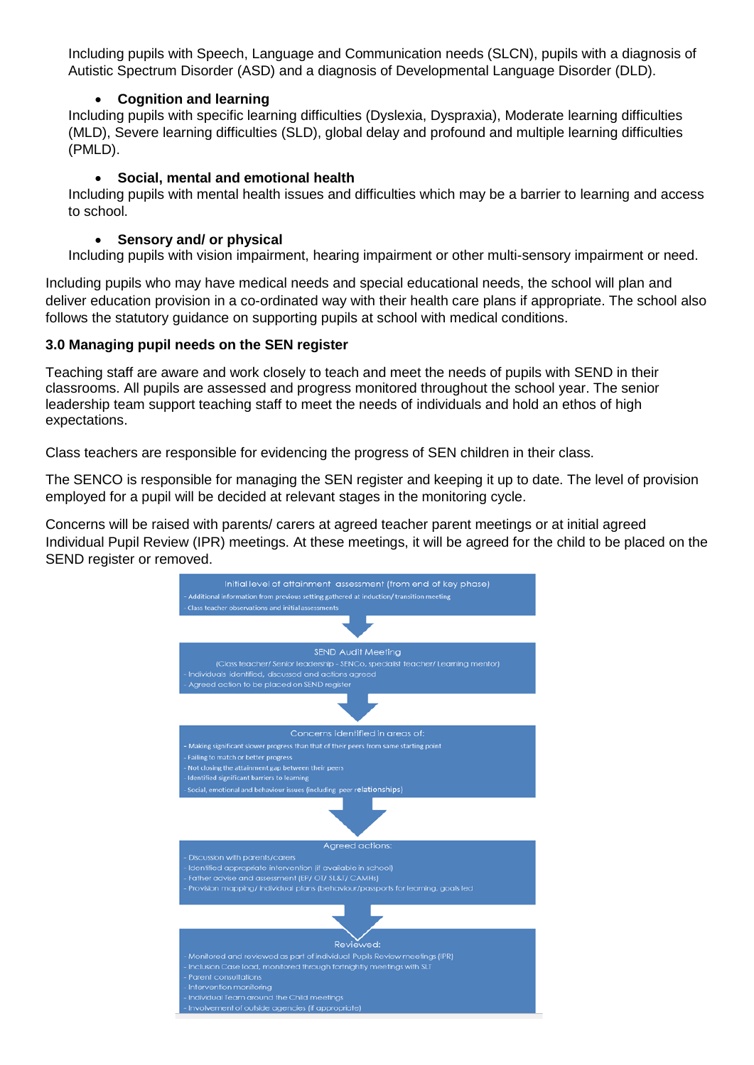Including pupils with Speech, Language and Communication needs (SLCN), pupils with a diagnosis of Autistic Spectrum Disorder (ASD) and a diagnosis of Developmental Language Disorder (DLD).

- **Cognition and learning**

Including pupils with specific learning difficulties (Dyslexia, Dyspraxia), Moderate learning difficulties (MLD), Severe learning difficulties (SLD), global delay and profound and multiple learning difficulties (PMLD).

- **Social, mental and emotional health**

Including pupils with mental health issues and difficulties which may be a barrier to learning and access to school.

- **Sensory and/ or physical**

Including pupils with vision impairment, hearing impairment or other multi-sensory impairment or need.

Including pupils who may have medical needs and special educational needs, the school will plan and deliver education provision in a co-ordinated way with their health care plans if appropriate. The school also follows the statutory guidance on supporting pupils at school with medical conditions.

### 3.0 Managing pupil needs on the SEN register

Teaching staff are aware and work closely to teach and meet the needs of pupils with SEND in their classrooms. All pupils are assessed and progress monitored throughout the school year. The senior leadership team support teaching staff to meet the needs of individuals and hold an ethos of high expectations.

Class teachers are responsible for evidencing the progress of SEN children in their class.

The SENCO is responsible for managing the SEN register and keeping it up to date. The level of provision employed for a pupil will be decided at relevant stages in the monitoring cycle.

Concerns will be raised with parents/ carers at agreed teacher parent meetings or at initial agreed Individual Pupil Review (IPR) meetings. At these meetings, it will be agreed for the child to be placed on the SEND register or removed.

**Initial level of attainment assessment (from end of key phase)**
- Additional information from previous setting gathered at induction/ transition meeting
- Class teacher observations and initial assessments

↓

**SEND Audit Meeting**
(Class teacher/ Senior leadership - SENCo, specialist teacher/ Learning mentor)
- Individuals identified, discussed and actions agreed
- Agreed action to be placed on SEND register

↓

**Concerns identified in areas of:**
- Making significant slower progress than that of their peers from same starting point
- Failing to match or better progress
- Not closing the attainment gap between their peers
- Identified significant barriers to learning
- Social, emotional and behaviour issues (including peer relationships)

↓

**Agreed actions:**
- Discussion with parents/carers
- Identified appropriate intervention (if available in school)
- Father advise and assessment (EP/ OT/ SL&T/ CAMHs)
- Provision mapping/ individual plans (behaviour/passports for learning, goals led

↓

**Reviewed:**
- Monitored and reviewed as part of individual Pupils Review meetings (IPR)
- Inclusion Case load, monitored through fortnightly meetings with SLT
- Parent consultations
- Intervention monitoring
- Individual Team around the Child meetings
- Involvement of outside agencies (if appropriate)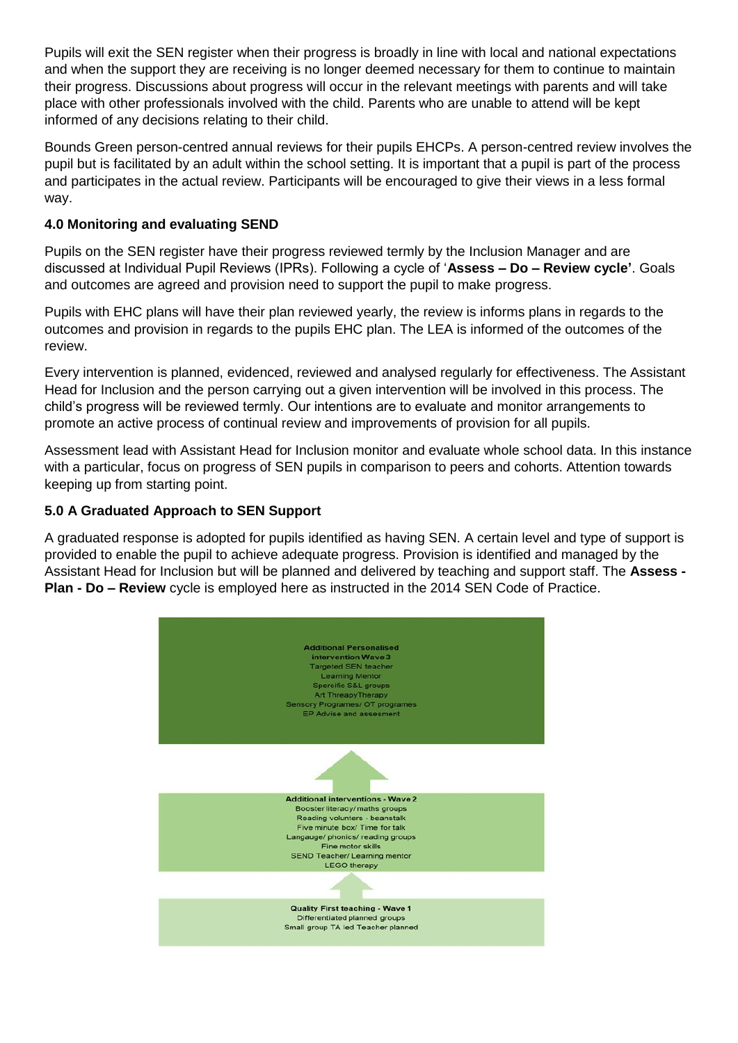Pupils will exit the SEN register when their progress is broadly in line with local and national expectations and when the support they are receiving is no longer deemed necessary for them to continue to maintain their progress. Discussions about progress will occur in the relevant meetings with parents and will take place with other professionals involved with the child. Parents who are unable to attend will be kept informed of any decisions relating to their child.

Bounds Green person-centred annual reviews for their pupils EHCPs. A person-centred review involves the pupil but is facilitated by an adult within the school setting. It is important that a pupil is part of the process and participates in the actual review. Participants will be encouraged to give their views in a less formal way.

### 4.0 Monitoring and evaluating SEND

Pupils on the SEN register have their progress reviewed termly by the Inclusion Manager and are discussed at Individual Pupil Reviews (IPRs). Following a cycle of '**Assess – Do – Review cycle'**. Goals and outcomes are agreed and provision need to support the pupil to make progress.

Pupils with EHC plans will have their plan reviewed yearly, the review is informs plans in regards to the outcomes and provision in regards to the pupils EHC plan. The LEA is informed of the outcomes of the review.

Every intervention is planned, evidenced, reviewed and analysed regularly for effectiveness. The Assistant Head for Inclusion and the person carrying out a given intervention will be involved in this process. The child's progress will be reviewed termly. Our intentions are to evaluate and monitor arrangements to promote an active process of continual review and improvements of provision for all pupils.

Assessment lead with Assistant Head for Inclusion monitor and evaluate whole school data. In this instance with a particular, focus on progress of SEN pupils in comparison to peers and cohorts. Attention towards keeping up from starting point.

### 5.0 A Graduated Approach to SEN Support

A graduated response is adopted for pupils identified as having SEN. A certain level and type of support is provided to enable the pupil to achieve adequate progress. Provision is identified and managed by the Assistant Head for Inclusion but will be planned and delivered by teaching and support staff. The **Assess - Plan - Do – Review** cycle is employed here as instructed in the 2014 SEN Code of Practice.

**Additional Personalised intervention Wave 3**
Targeted SEN teacher
Learning Mentor
Spercific S&L groups
Art ThreapyTherapy
Sensory Programes/ OT programes
EP Advise and assesment

**Additional interventions - Wave 2**
Booster literacy/ maths groups
Reading volunters - beanstalk
Five minute box/ Time for talk
Langauge/ phonics/ reading groups
Fine motor skills
SEND Teacher/ Learning mentor
LEGO therapy

**Quality First teaching - Wave 1**
Differentiated planned groups
Small group TA led Teacher planned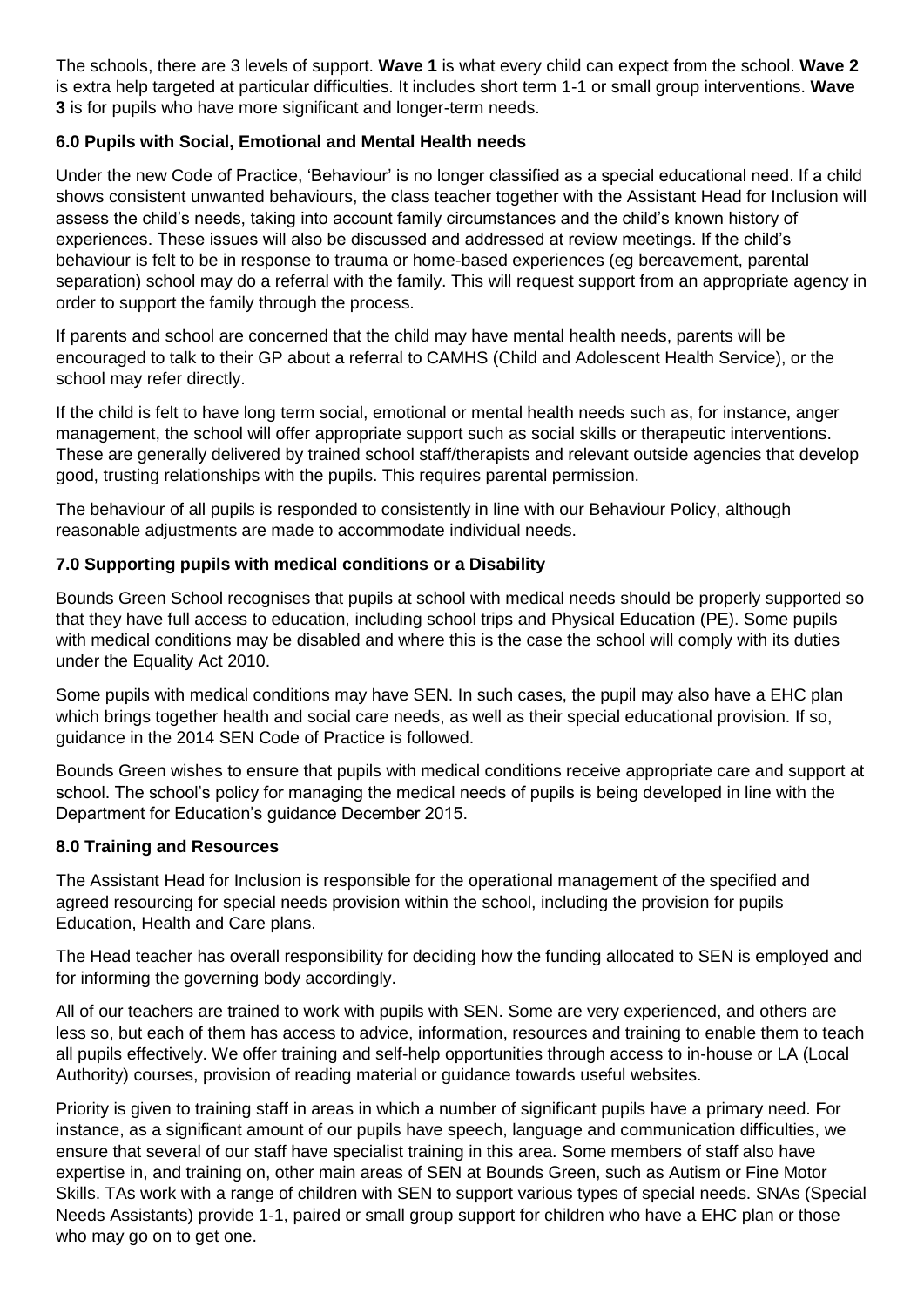The schools, there are 3 levels of support. **Wave 1** is what every child can expect from the school. **Wave 2** is extra help targeted at particular difficulties. It includes short term 1-1 or small group interventions. **Wave 3** is for pupils who have more significant and longer-term needs.

### 6.0 Pupils with Social, Emotional and Mental Health needs

Under the new Code of Practice, 'Behaviour' is no longer classified as a special educational need. If a child shows consistent unwanted behaviours, the class teacher together with the Assistant Head for Inclusion will assess the child's needs, taking into account family circumstances and the child's known history of experiences. These issues will also be discussed and addressed at review meetings. If the child's behaviour is felt to be in response to trauma or home-based experiences (eg bereavement, parental separation) school may do a referral with the family. This will request support from an appropriate agency in order to support the family through the process.

If parents and school are concerned that the child may have mental health needs, parents will be encouraged to talk to their GP about a referral to CAMHS (Child and Adolescent Health Service), or the school may refer directly.

If the child is felt to have long term social, emotional or mental health needs such as, for instance, anger management, the school will offer appropriate support such as social skills or therapeutic interventions. These are generally delivered by trained school staff/therapists and relevant outside agencies that develop good, trusting relationships with the pupils. This requires parental permission.

The behaviour of all pupils is responded to consistently in line with our Behaviour Policy, although reasonable adjustments are made to accommodate individual needs.

### 7.0 Supporting pupils with medical conditions or a Disability

Bounds Green School recognises that pupils at school with medical needs should be properly supported so that they have full access to education, including school trips and Physical Education (PE). Some pupils with medical conditions may be disabled and where this is the case the school will comply with its duties under the Equality Act 2010.

Some pupils with medical conditions may have SEN. In such cases, the pupil may also have a EHC plan which brings together health and social care needs, as well as their special educational provision. If so, guidance in the 2014 SEN Code of Practice is followed.

Bounds Green wishes to ensure that pupils with medical conditions receive appropriate care and support at school. The school's policy for managing the medical needs of pupils is being developed in line with the Department for Education's guidance December 2015.

### 8.0 Training and Resources

The Assistant Head for Inclusion is responsible for the operational management of the specified and agreed resourcing for special needs provision within the school, including the provision for pupils Education, Health and Care plans.

The Head teacher has overall responsibility for deciding how the funding allocated to SEN is employed and for informing the governing body accordingly.

All of our teachers are trained to work with pupils with SEN. Some are very experienced, and others are less so, but each of them has access to advice, information, resources and training to enable them to teach all pupils effectively. We offer training and self-help opportunities through access to in-house or LA (Local Authority) courses, provision of reading material or guidance towards useful websites.

Priority is given to training staff in areas in which a number of significant pupils have a primary need. For instance, as a significant amount of our pupils have speech, language and communication difficulties, we ensure that several of our staff have specialist training in this area. Some members of staff also have expertise in, and training on, other main areas of SEN at Bounds Green, such as Autism or Fine Motor Skills. TAs work with a range of children with SEN to support various types of special needs. SNAs (Special Needs Assistants) provide 1-1, paired or small group support for children who have a EHC plan or those who may go on to get one.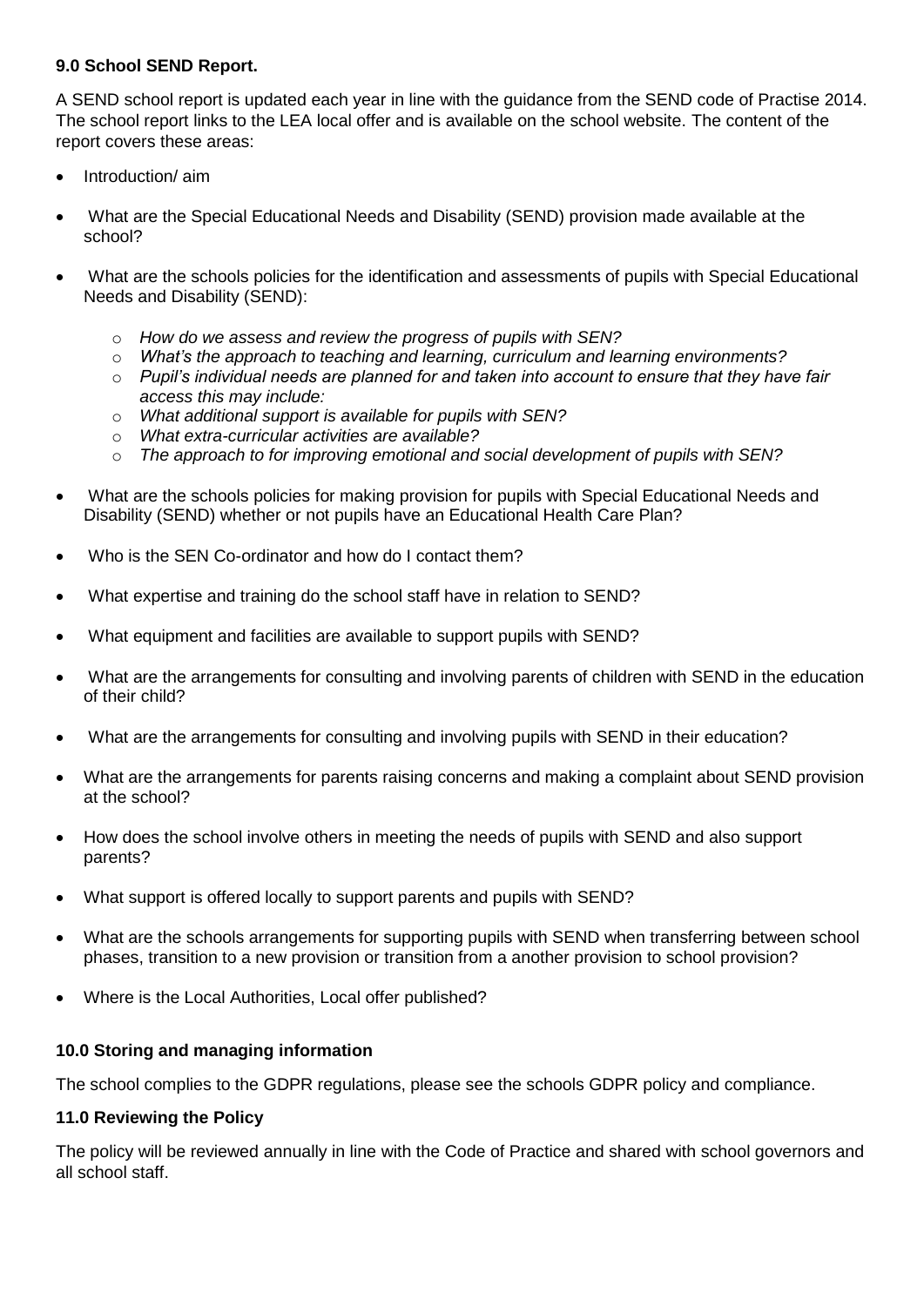### 9.0 School SEND Report.

A SEND school report is updated each year in line with the guidance from the SEND code of Practise 2014. The school report links to the LEA local offer and is available on the school website. The content of the report covers these areas:

- Introduction/ aim
- What are the Special Educational Needs and Disability (SEND) provision made available at the school?
- What are the schools policies for the identification and assessments of pupils with Special Educational Needs and Disability (SEND):
    - *How do we assess and review the progress of pupils with SEN?*
    - *What's the approach to teaching and learning, curriculum and learning environments?*
    - *Pupil's individual needs are planned for and taken into account to ensure that they have fair access this may include:*
    - *What additional support is available for pupils with SEN?*
    - *What extra-curricular activities are available?*
    - *The approach to for improving emotional and social development of pupils with SEN?*
- What are the schools policies for making provision for pupils with Special Educational Needs and Disability (SEND) whether or not pupils have an Educational Health Care Plan?
- Who is the SEN Co-ordinator and how do I contact them?
- What expertise and training do the school staff have in relation to SEND?
- What equipment and facilities are available to support pupils with SEND?
- What are the arrangements for consulting and involving parents of children with SEND in the education of their child?
- What are the arrangements for consulting and involving pupils with SEND in their education?
- What are the arrangements for parents raising concerns and making a complaint about SEND provision at the school?
- How does the school involve others in meeting the needs of pupils with SEND and also support parents?
- What support is offered locally to support parents and pupils with SEND?
- What are the schools arrangements for supporting pupils with SEND when transferring between school phases, transition to a new provision or transition from a another provision to school provision?
- Where is the Local Authorities, Local offer published?

### 10.0 Storing and managing information

The school complies to the GDPR regulations, please see the schools GDPR policy and compliance.

### 11.0 Reviewing the Policy

The policy will be reviewed annually in line with the Code of Practice and shared with school governors and all school staff.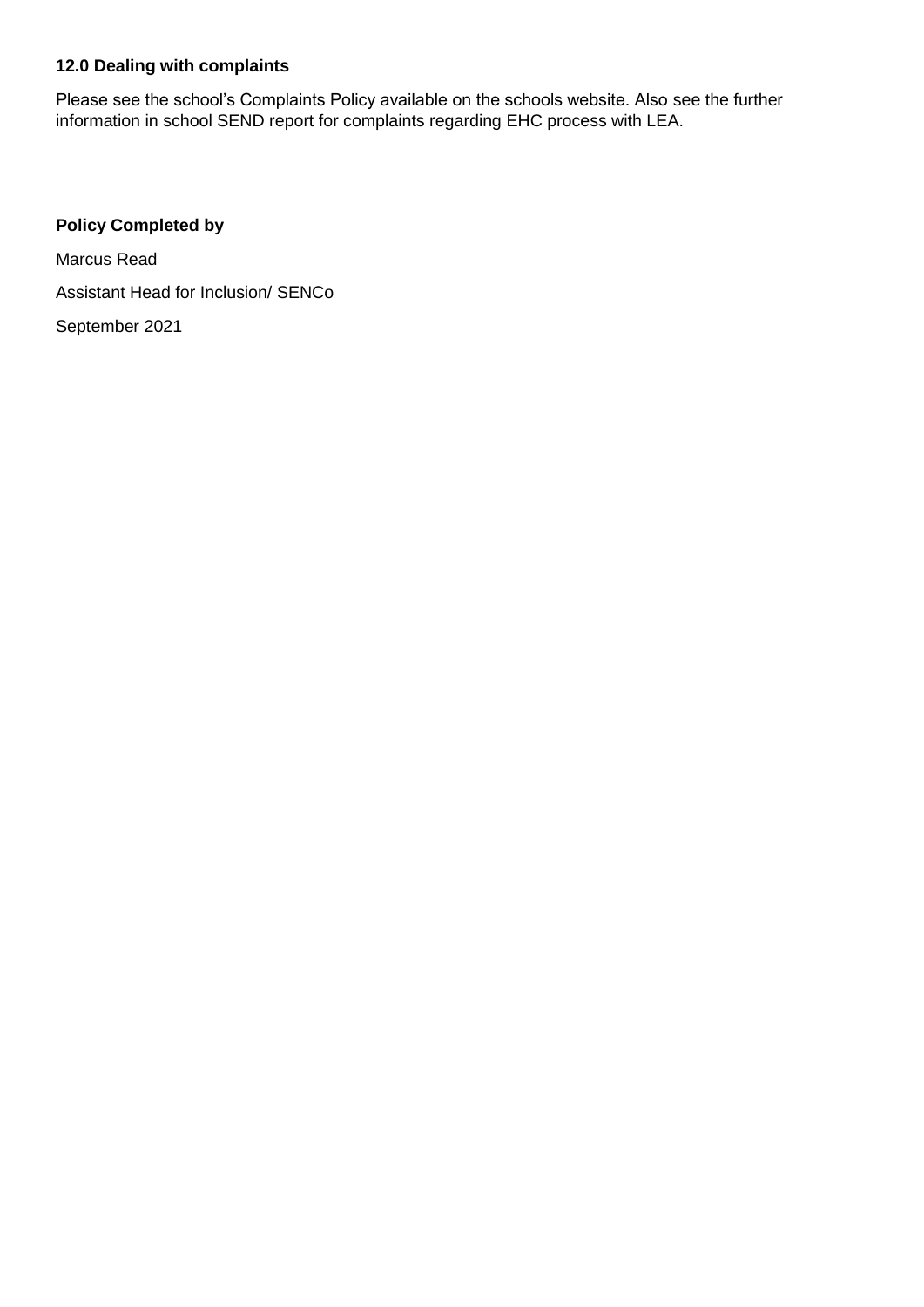### 12.0 Dealing with complaints

Please see the school's Complaints Policy available on the schools website. Also see the further information in school SEND report for complaints regarding EHC process with LEA.

**Policy Completed by**

Marcus Read

Assistant Head for Inclusion/ SENCo

September 2021